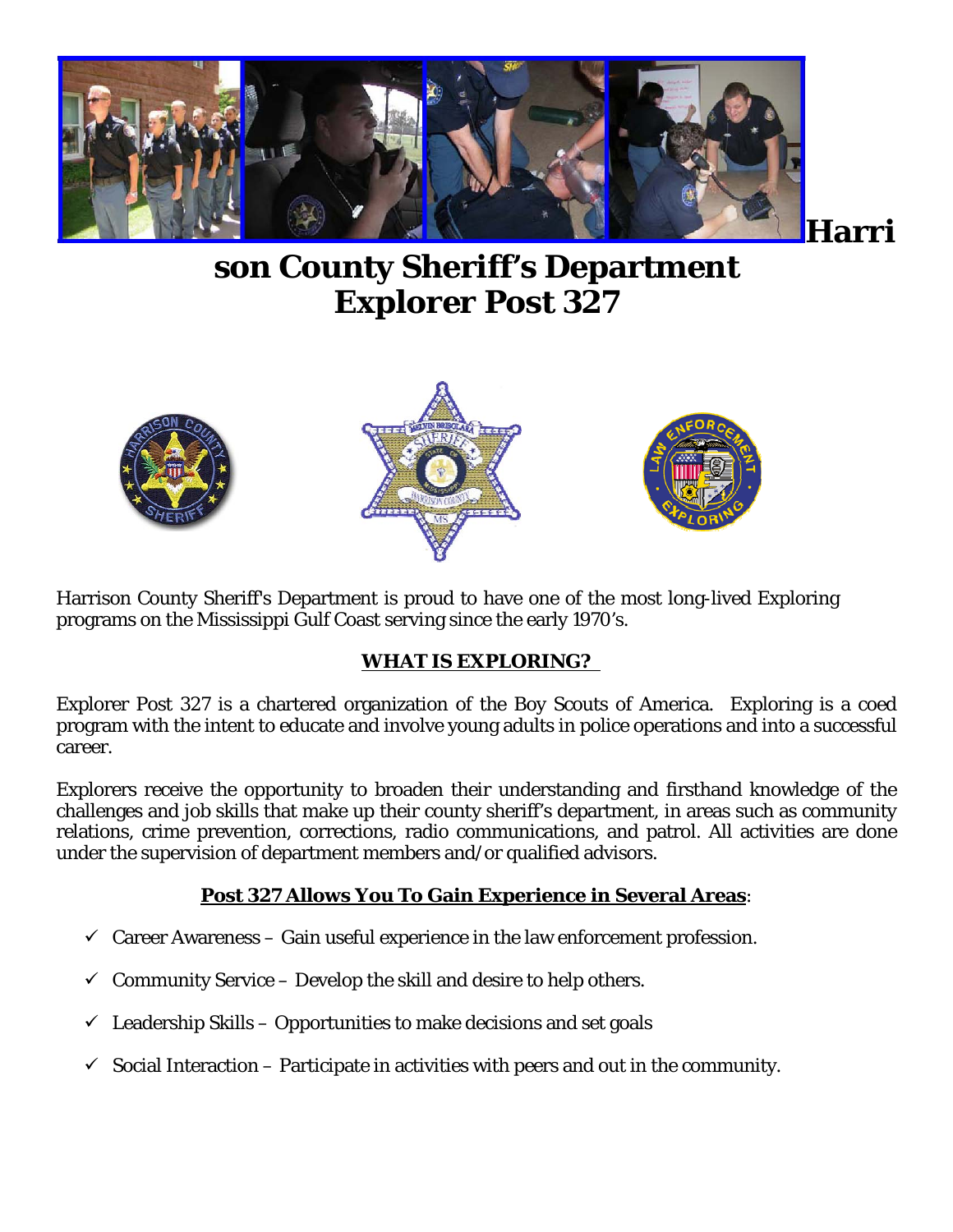# Harrison County Sheriff's Department Explorer Post 327

Harrison County Sheriff's Department is proud to have one of the most long-lived Exploring programs on the Mississippi Gulf Coast serving since the early 1970's.

## WHAT IS EXPLORING?

Explorer Post 327 is a chartered organization of the Boy Scouts of America. Exploring is a coed program with the intent to educate and involve young adults in police operations and into a successful career.

Explorers receive the opportunity to broaden their understanding and firsthand knowledge of the challenges and job skills that make up their county sheriff's department, in areas such as community relations, crime prevention, corrections, radio communications, and patrol. All activities are done under the supervision of department members and/or qualified advisors.

## Post 327 Allows You To Gain Experience in Several Areas:

- ✓ Career Awareness – Gain useful experience in the law enforcement profession.
- ✓ Community Service – Develop the skill and desire to help others.
- ✓ Leadership Skills – Opportunities to make decisions and set goals
- ✓ Social Interaction – Participate in activities with peers and out in the community.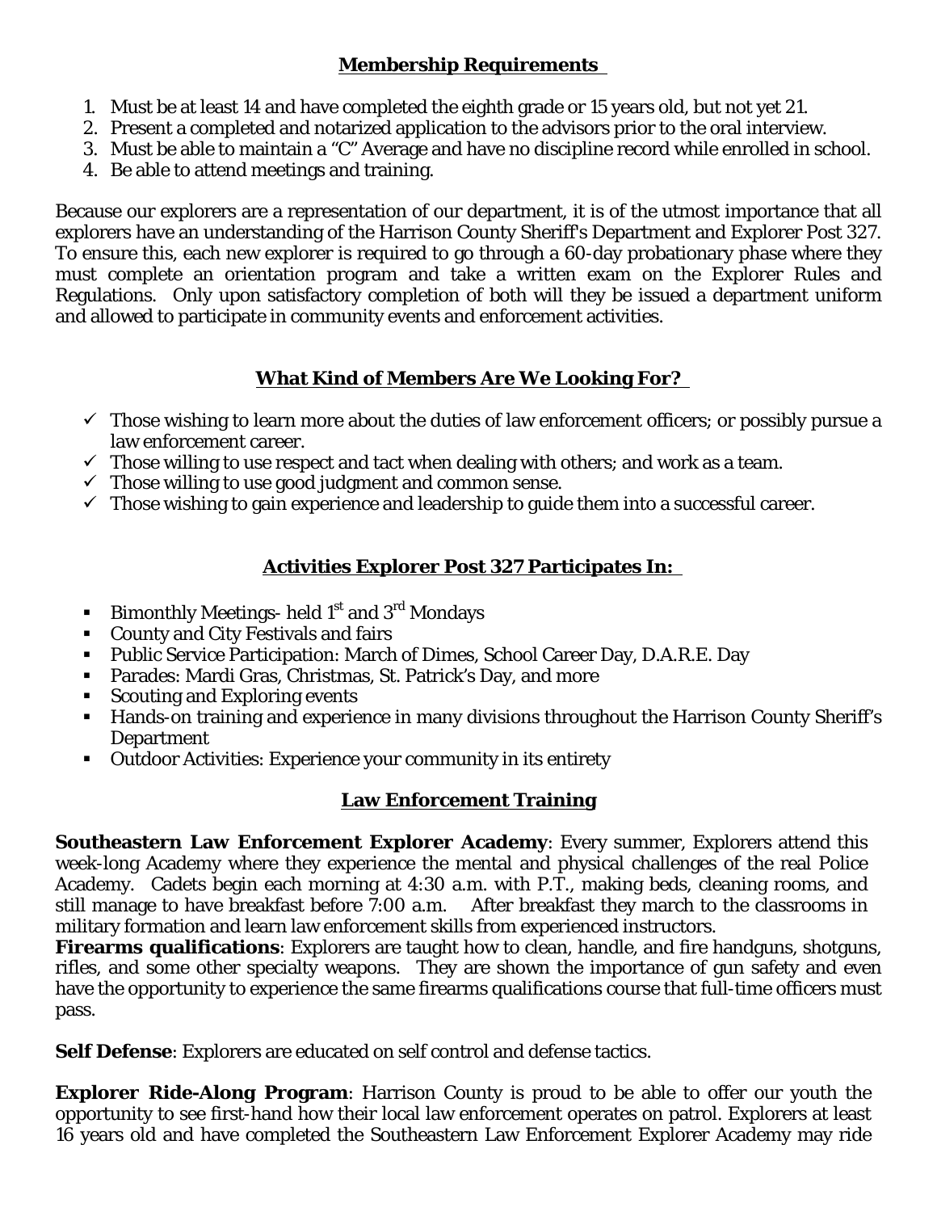## Membership Requirements

1. Must be at least 14 and have completed the eighth grade or 15 years old, but not yet 21.
2. Present a completed and notarized application to the advisors prior to the oral interview.
3. Must be able to maintain a "C" Average and have no discipline record while enrolled in school.
4. Be able to attend meetings and training.

Because our explorers are a representation of our department, it is of the utmost importance that all explorers have an understanding of the Harrison County Sheriff's Department and Explorer Post 327. To ensure this, each new explorer is required to go through a 60-day probationary phase where they must complete an orientation program and take a written exam on the Explorer Rules and Regulations. Only upon satisfactory completion of both will they be issued a department uniform and allowed to participate in community events and enforcement activities.

## What Kind of Members Are We Looking For?

- ✓ Those wishing to learn more about the duties of law enforcement officers; or possibly pursue a law enforcement career.
- ✓ Those willing to use respect and tact when dealing with others; and work as a team.
- ✓ Those willing to use good judgment and common sense.
- ✓ Those wishing to gain experience and leadership to guide them into a successful career.

## Activities Explorer Post 327 Participates In:

- Bimonthly Meetings- held 1st and 3rd Mondays
- County and City Festivals and fairs
- Public Service Participation: March of Dimes, School Career Day, D.A.R.E. Day
- Parades: Mardi Gras, Christmas, St. Patrick's Day, and more
- Scouting and Exploring events
- Hands-on training and experience in many divisions throughout the Harrison County Sheriff's Department
- Outdoor Activities: Experience your community in its entirety

## Law Enforcement Training

**Southeastern Law Enforcement Explorer Academy**: Every summer, Explorers attend this week-long Academy where they experience the mental and physical challenges of the real Police Academy. Cadets begin each morning at 4:30 a.m. with P.T., making beds, cleaning rooms, and still manage to have breakfast before 7:00 a.m. After breakfast they march to the classrooms in military formation and learn law enforcement skills from experienced instructors.

**Firearms qualifications**: Explorers are taught how to clean, handle, and fire handguns, shotguns, rifles, and some other specialty weapons. They are shown the importance of gun safety and even have the opportunity to experience the same firearms qualifications course that full-time officers must pass.

**Self Defense**: Explorers are educated on self control and defense tactics.

**Explorer Ride-Along Program**: Harrison County is proud to be able to offer our youth the opportunity to see first-hand how their local law enforcement operates on patrol. Explorers at least 16 years old and have completed the Southeastern Law Enforcement Explorer Academy may ride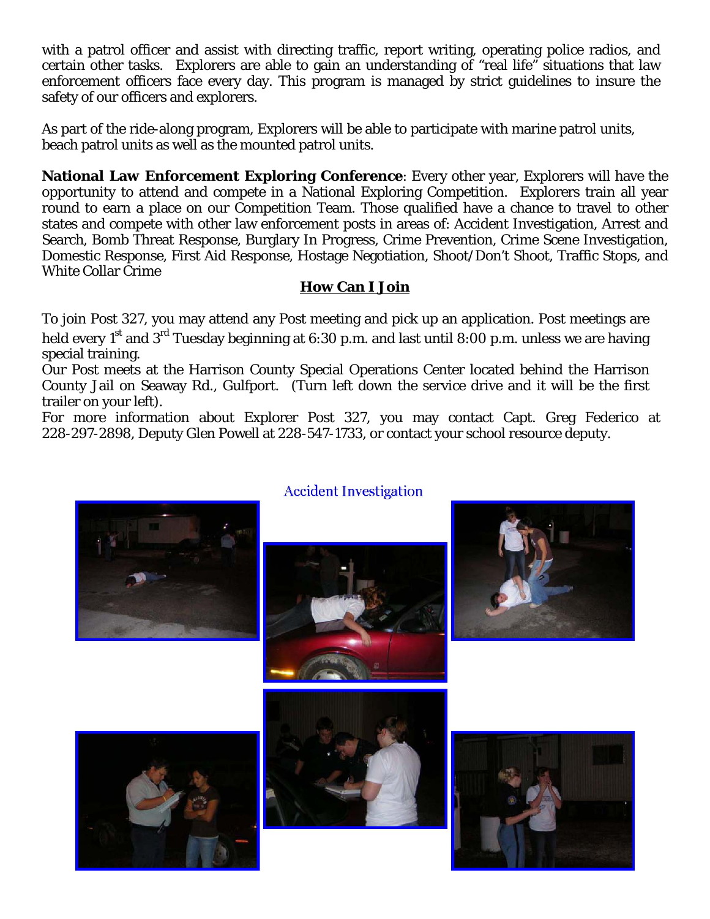with a patrol officer and assist with directing traffic, report writing, operating police radios, and certain other tasks. Explorers are able to gain an understanding of "real life" situations that law enforcement officers face every day. This program is managed by strict guidelines to insure the safety of our officers and explorers.

As part of the ride-along program, Explorers will be able to participate with marine patrol units, beach patrol units as well as the mounted patrol units.

**National Law Enforcement Exploring Conference**: Every other year, Explorers will have the opportunity to attend and compete in a National Exploring Competition. Explorers train all year round to earn a place on our Competition Team. Those qualified have a chance to travel to other states and compete with other law enforcement posts in areas of: Accident Investigation, Arrest and Search, Bomb Threat Response, Burglary In Progress, Crime Prevention, Crime Scene Investigation, Domestic Response, First Aid Response, Hostage Negotiation, Shoot/Don't Shoot, Traffic Stops, and White Collar Crime

## How Can I Join

To join Post 327, you may attend any Post meeting and pick up an application. Post meetings are held every 1st and 3rd Tuesday beginning at 6:30 p.m. and last until 8:00 p.m. unless we are having special training.

Our Post meets at the Harrison County Special Operations Center located behind the Harrison County Jail on Seaway Rd., Gulfport. (Turn left down the service drive and it will be the first trailer on your left).

For more information about Explorer Post 327, you may contact Capt. Greg Federico at 228-297-2898, Deputy Glen Powell at 228-547-1733, or contact your school resource deputy.

Accident Investigation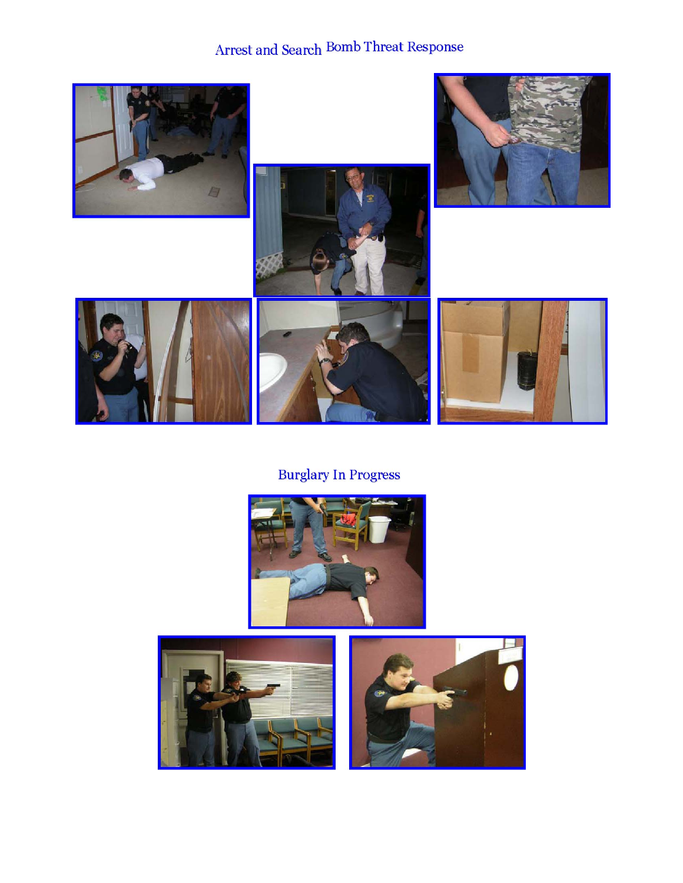## Arrest and Search

## Bomb Threat Response

## Burglary In Progress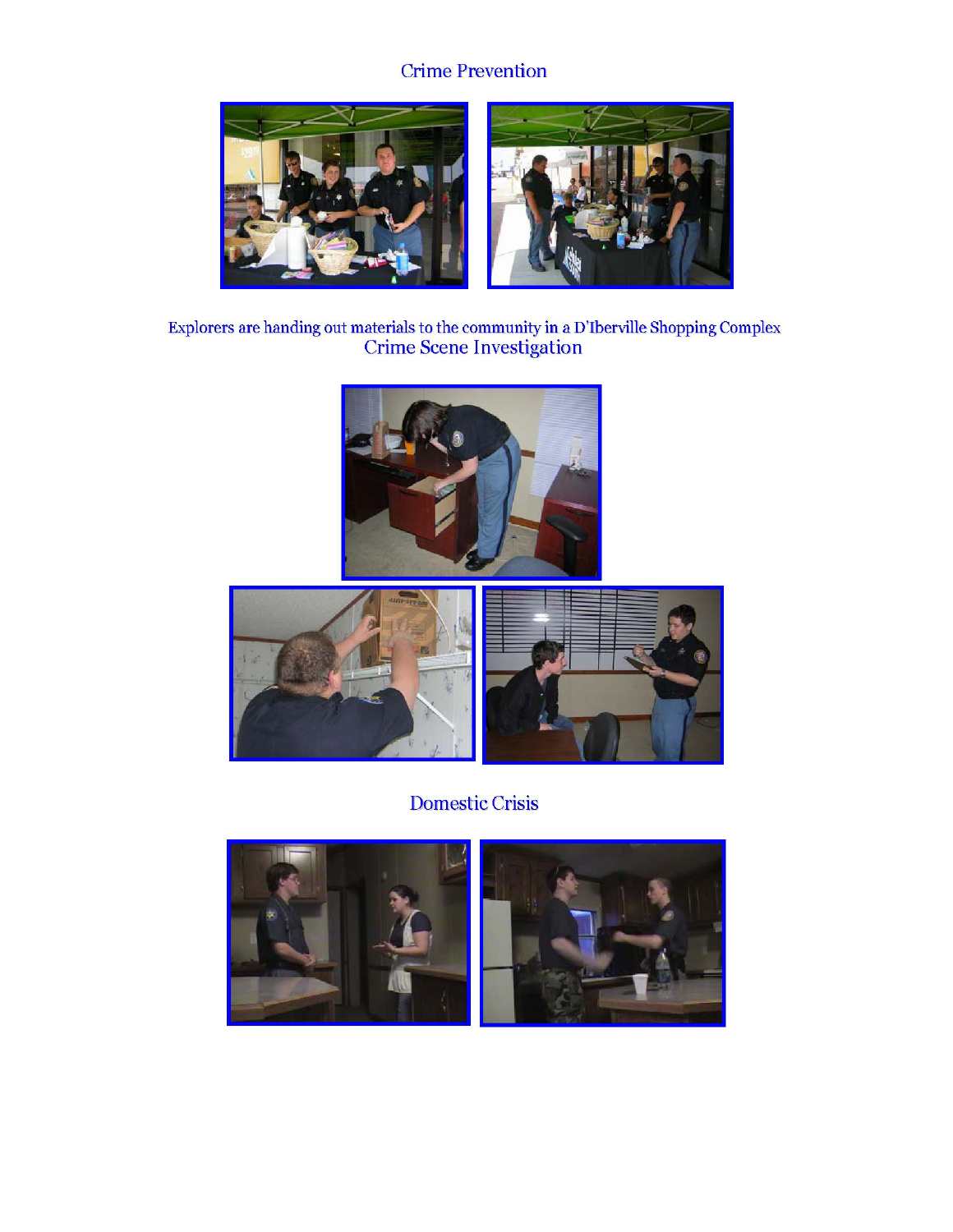## Crime Prevention

Explorers are handing out materials to the community in a D'Iberville Shopping Complex

## Crime Scene Investigation

## Domestic Crisis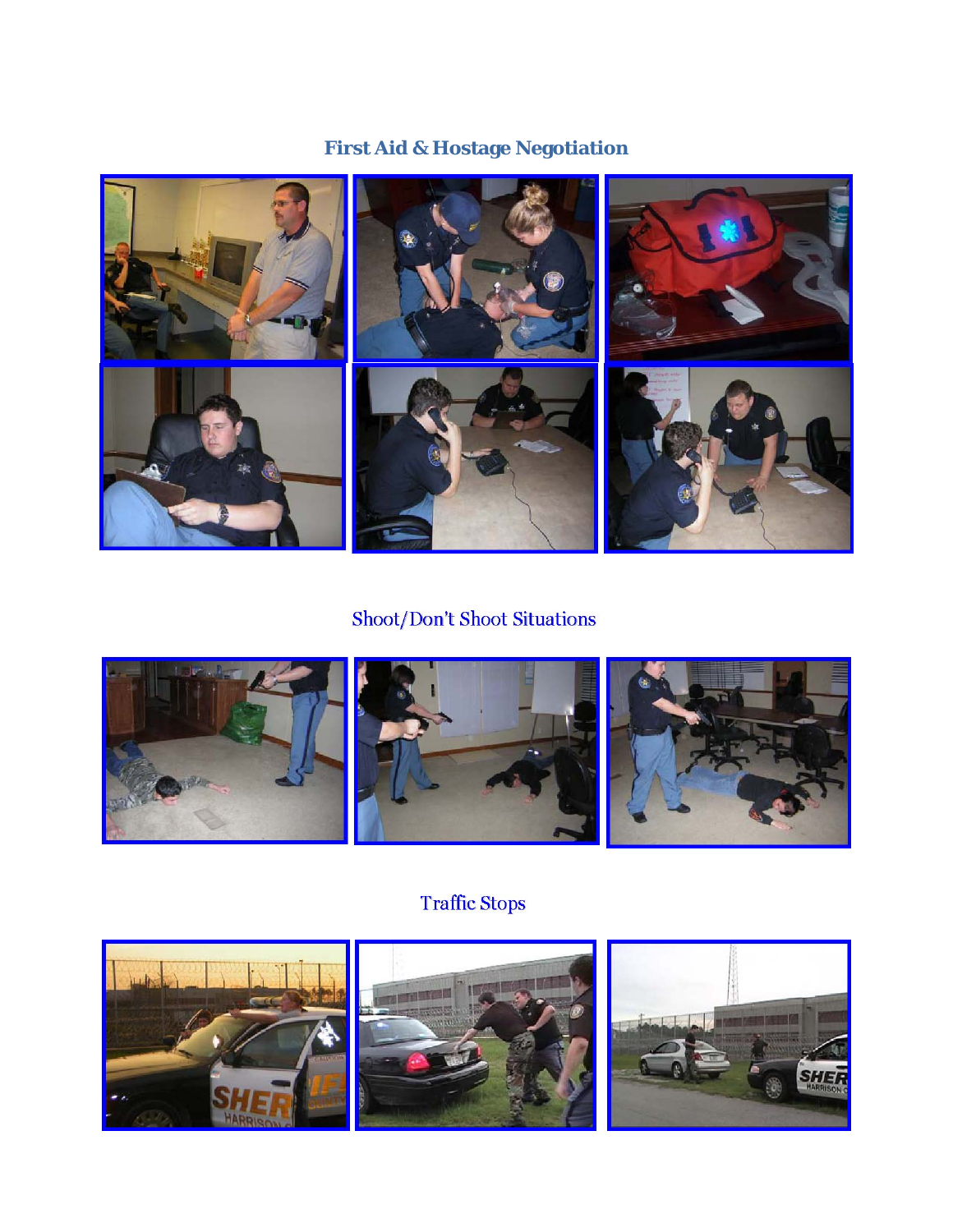## First Aid & Hostage Negotiation

## Shoot/Don't Shoot Situations

## Traffic Stops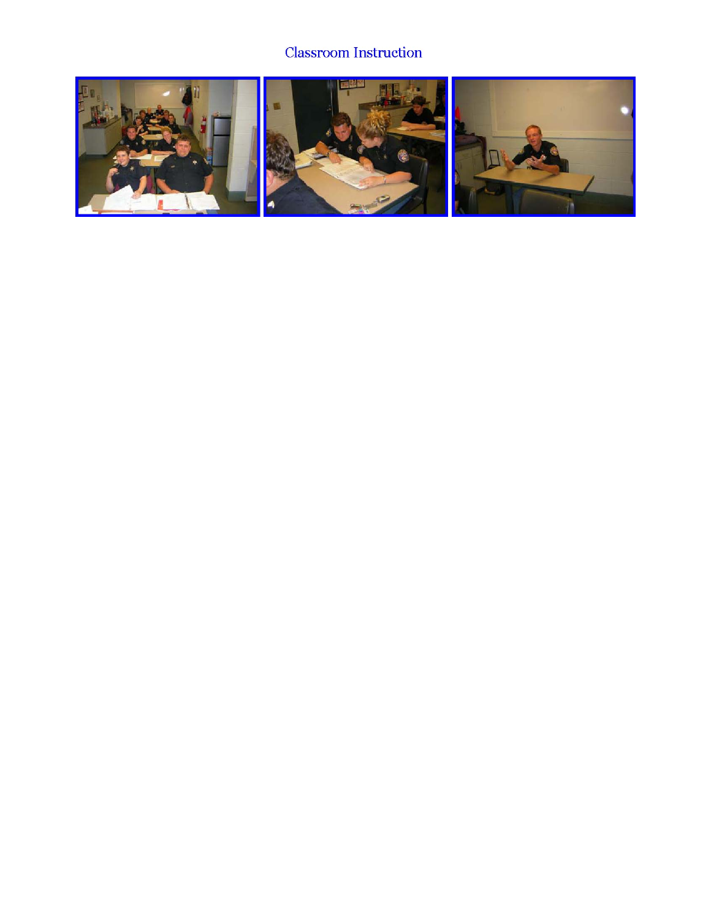# Classroom Instruction